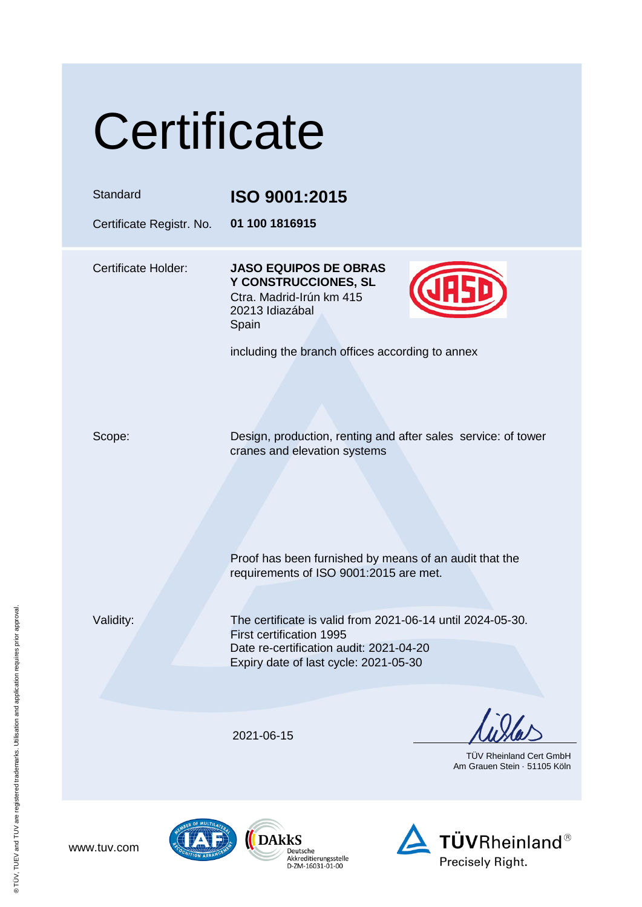# Certificate

| | |
|---|---|
| Standard | **ISO 9001:2015** |
| Certificate Registr. No. | **01 100 1816915** |

Certificate Holder: **JASO EQUIPOS DE OBRAS Y CONSTRUCCIONES, SL**
Ctra. Madrid-Irún km 415
20213 Idiazábal
Spain

including the branch offices according to annex

Scope: Design, production, renting and after sales service: of tower cranes and elevation systems

Proof has been furnished by means of an audit that the requirements of ISO 9001:2015 are met.

Validity: The certificate is valid from 2021-06-14 until 2024-05-30.
First certification 1995
Date re-certification audit: 2021-04-20
Expiry date of last cycle: 2021-05-30

2021-06-15

TÜV Rheinland Cert GmbH
Am Grauen Stein · 51105 Köln

www.tuv.com

DAkkS Deutsche Akkreditierungsstelle D-ZM-16031-01-00

TÜVRheinland® Precisely Right.

® TÜV, TUEV and TUV are registered trademarks. Utilisation and application requires prior approval.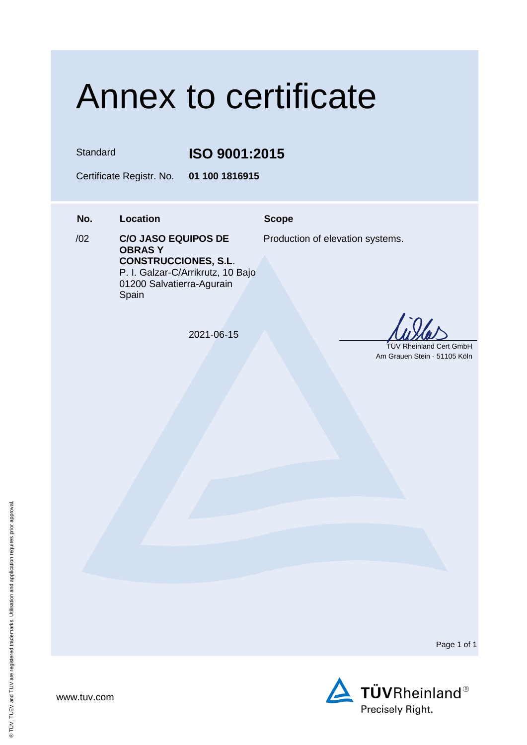# Annex to certificate

Standard **ISO 9001:2015**

Certificate Registr. No. **01 100 1816915**

| No. | Location | Scope |
| --- | --- | --- |
| /02 | **C/O JASO EQUIPOS DE OBRAS Y CONSTRUCCIONES, S.L.**<br>P. I. Galzar-C/Arrikrutz, 10 Bajo<br>01200 Salvatierra-Agurain<br>Spain | Production of elevation systems. |

2021-06-15

TÜV Rheinland Cert GmbH
Am Grauen Stein · 51105 Köln

www.tuv.com

TÜVRheinland®
Precisely Right.

® TÜV, TUEV and TUV are registered trademarks. Utilisation and application requires prior approval.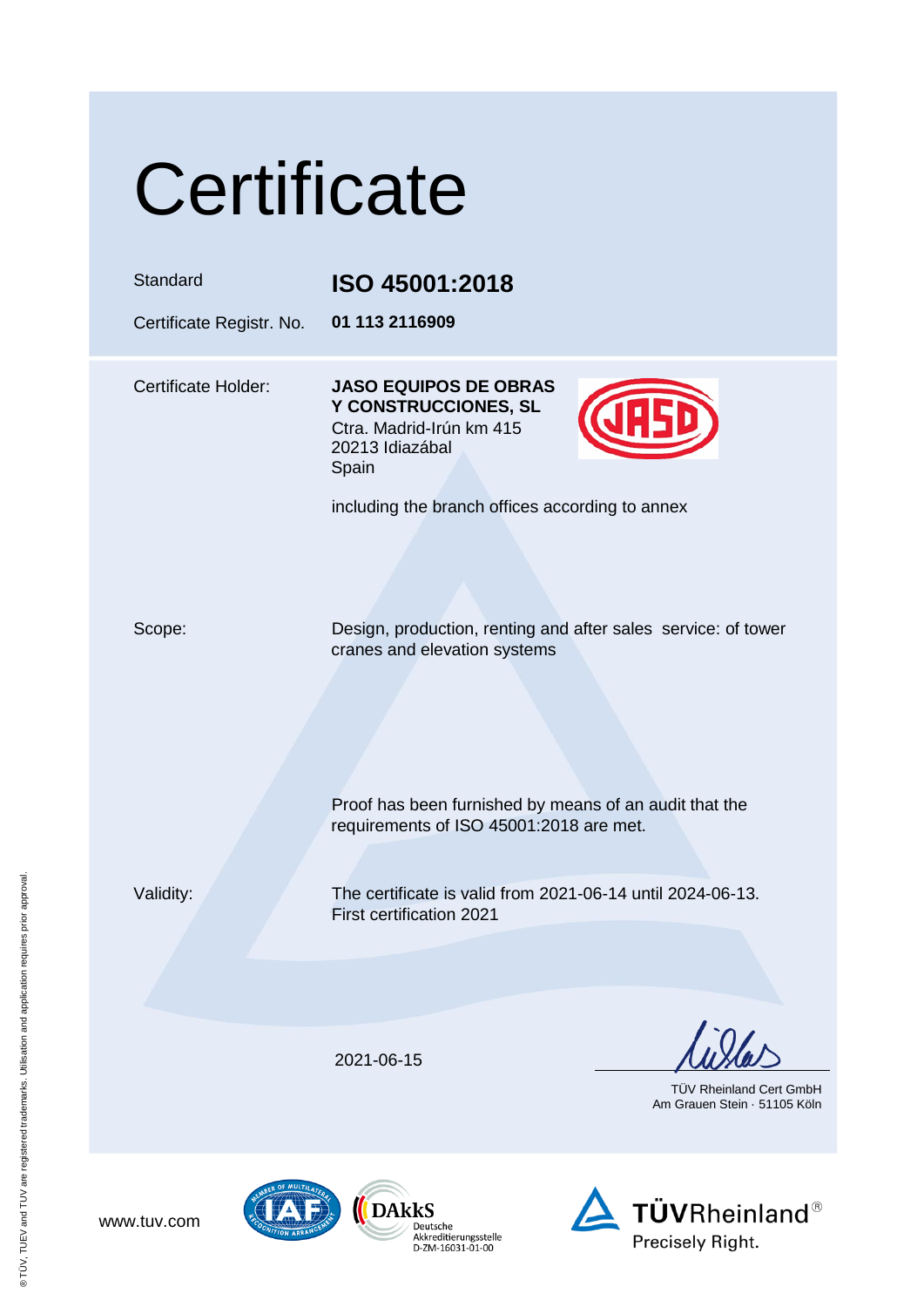# Certificate

| | |
|---|---|
| Standard | **ISO 45001:2018** |
| Certificate Registr. No. | **01 113 2116909** |

Certificate Holder:

**JASO EQUIPOS DE OBRAS Y CONSTRUCCIONES, SL**
Ctra. Madrid-Irún km 415
20213 Idiazábal
Spain

including the branch offices according to annex

Scope:

Design, production, renting and after sales service: of tower cranes and elevation systems

Proof has been furnished by means of an audit that the requirements of ISO 45001:2018 are met.

Validity:

The certificate is valid from 2021-06-14 until 2024-06-13.
First certification 2021

2021-06-15

TÜV Rheinland Cert GmbH
Am Grauen Stein · 51105 Köln

www.tuv.com

DAkkS Deutsche Akkreditierungsstelle D-ZM-16031-01-00

TÜVRheinland® Precisely Right.

® TÜV, TUEV and TUV are registered trademarks. Utilisation and application requires prior approval.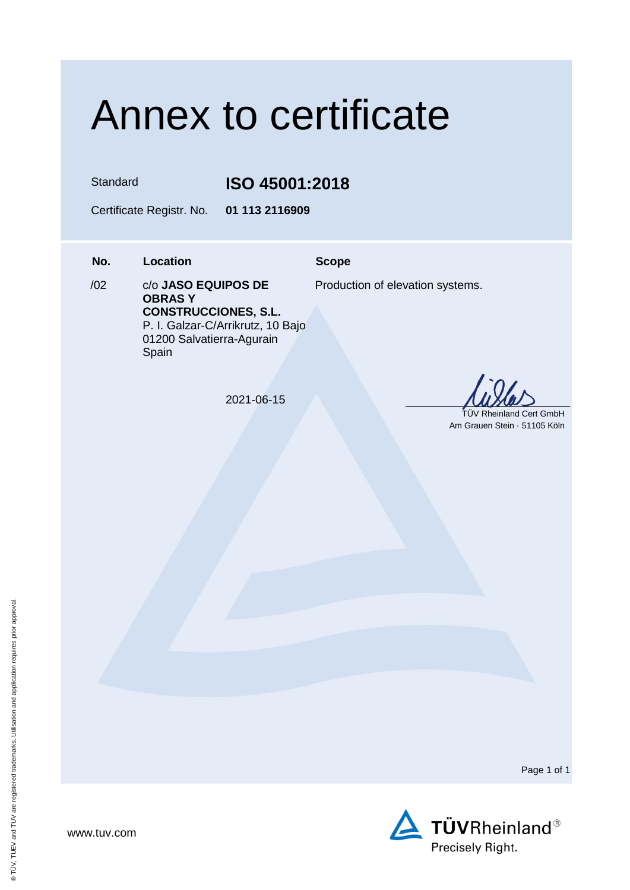# Annex to certificate

Standard **ISO 45001:2018**

Certificate Registr. No. **01 113 2116909**

| No. | Location | Scope |
| --- | --- | --- |
| /02 | c/o **JASO EQUIPOS DE OBRAS Y CONSTRUCCIONES, S.L.**<br>P. I. Galzar-C/Arrikrutz, 10 Bajo<br>01200 Salvatierra-Agurain<br>Spain | Production of elevation systems. |

2021-06-15

TÜV Rheinland Cert GmbH
Am Grauen Stein · 51105 Köln

www.tuv.com

TÜVRheinland®
Precisely Right.

® TÜV, TUEV and TUV are registered trademarks. Utilisation and application requires prior approval.